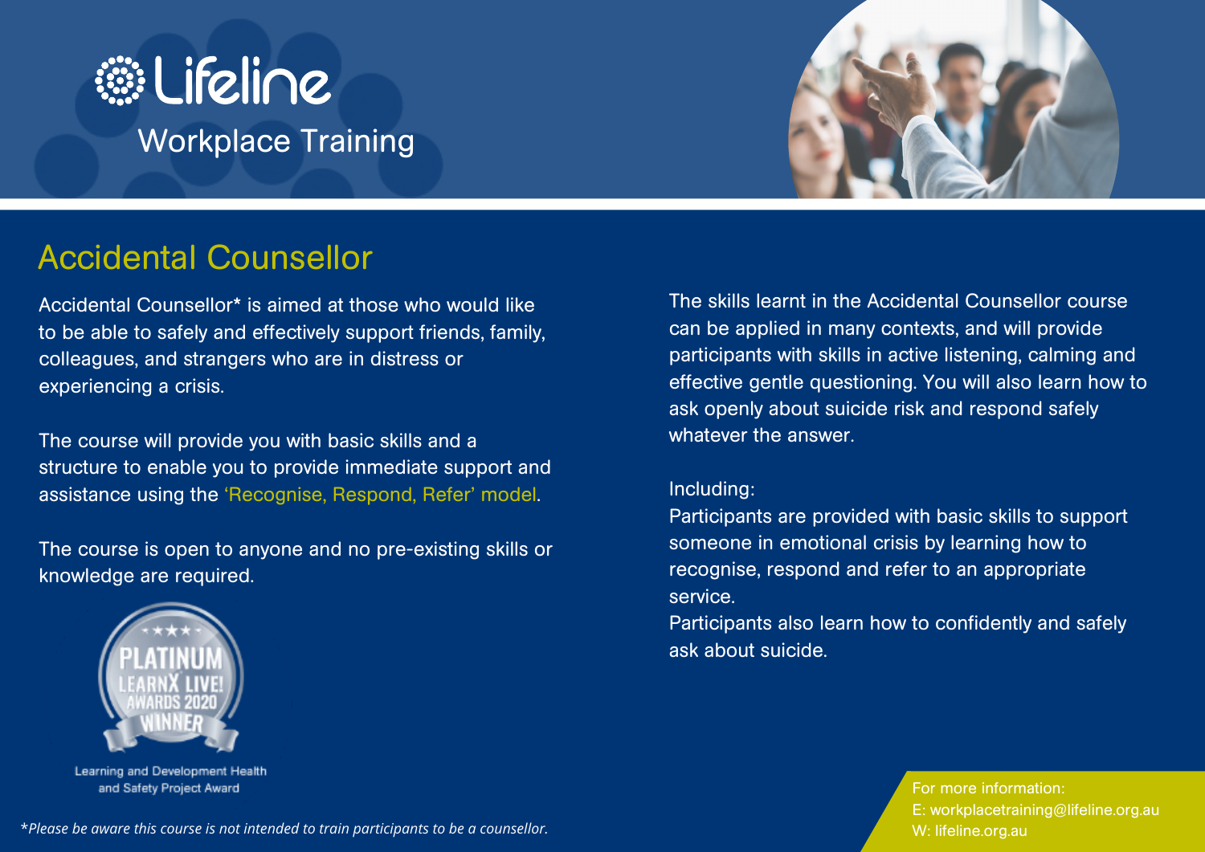# Lifeline

## Workplace Training

## Accidental Counsellor

Accidental Counsellor* is aimed at those who would like to be able to safely and effectively support friends, family, colleagues, and strangers who are in distress or experiencing a crisis.

The course will provide you with basic skills and a structure to enable you to provide immediate support and assistance using the 'Recognise, Respond, Refer' model.

The course is open to anyone and no pre-existing skills or knowledge are required.

PLATINUM LEARNX LIVE! AWARDS 2020 WINNER

Learning and Development Health and Safety Project Award

The skills learnt in the Accidental Counsellor course can be applied in many contexts, and will provide participants with skills in active listening, calming and effective gentle questioning. You will also learn how to ask openly about suicide risk and respond safely whatever the answer.

Including:

Participants are provided with basic skills to support someone in emotional crisis by learning how to recognise, respond and refer to an appropriate service.

Participants also learn how to confidently and safely ask about suicide.

*Please be aware this course is not intended to train participants to be a counsellor.*

For more information:
E: workplacetraining@lifeline.org.au
W: lifeline.org.au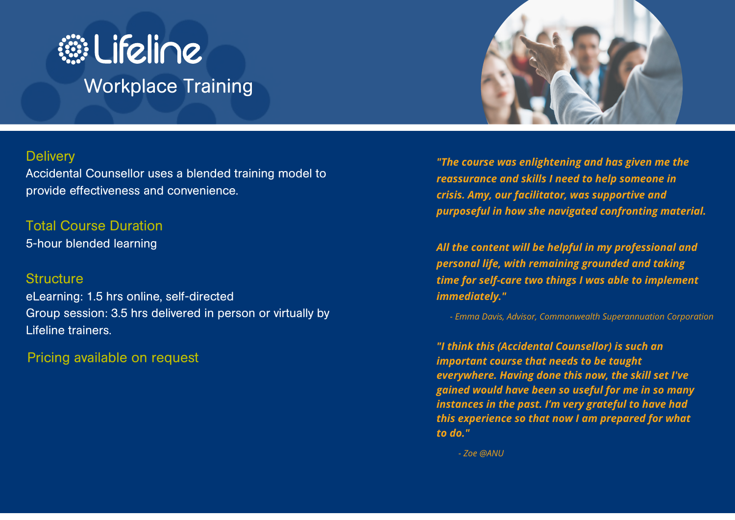# Lifeline

## Workplace Training

### Delivery

Accidental Counsellor uses a blended training model to provide effectiveness and convenience.

### Total Course Duration

5-hour blended learning

### Structure

eLearning: 1.5 hrs online, self-directed
Group session: 3.5 hrs delivered in person or virtually by Lifeline trainers.

### Pricing available on request

***"The course was enlightening and has given me the reassurance and skills I need to help someone in crisis. Amy, our facilitator, was supportive and purposeful in how she navigated confronting material.***

***All the content will be helpful in my professional and personal life, with remaining grounded and taking time for self-care two things I was able to implement immediately."***

*- Emma Davis, Advisor, Commonwealth Superannuation Corporation*

***"I think this (Accidental Counsellor) is such an important course that needs to be taught everywhere. Having done this now, the skill set I've gained would have been so useful for me in so many instances in the past. I'm very grateful to have had this experience so that now I am prepared for what to do."***

*- Zoe @ANU*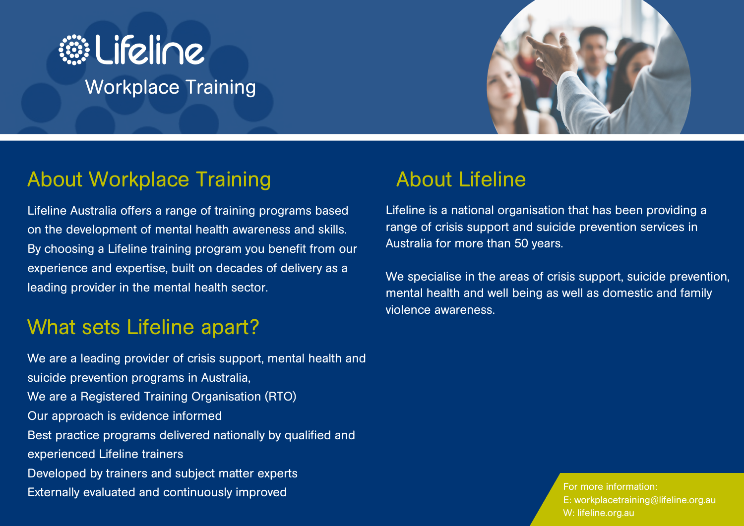# Lifeline

Workplace Training

## About Workplace Training

Lifeline Australia offers a range of training programs based on the development of mental health awareness and skills. By choosing a Lifeline training program you benefit from our experience and expertise, built on decades of delivery as a leading provider in the mental health sector.

## What sets Lifeline apart?

We are a leading provider of crisis support, mental health and suicide prevention programs in Australia,
We are a Registered Training Organisation (RTO)
Our approach is evidence informed
Best practice programs delivered nationally by qualified and experienced Lifeline trainers
Developed by trainers and subject matter experts
Externally evaluated and continuously improved

## About Lifeline

Lifeline is a national organisation that has been providing a range of crisis support and suicide prevention services in Australia for more than 50 years.

We specialise in the areas of crisis support, suicide prevention, mental health and well being as well as domestic and family violence awareness.

For more information:
E: workplacetraining@lifeline.org.au
W: lifeline.org.au